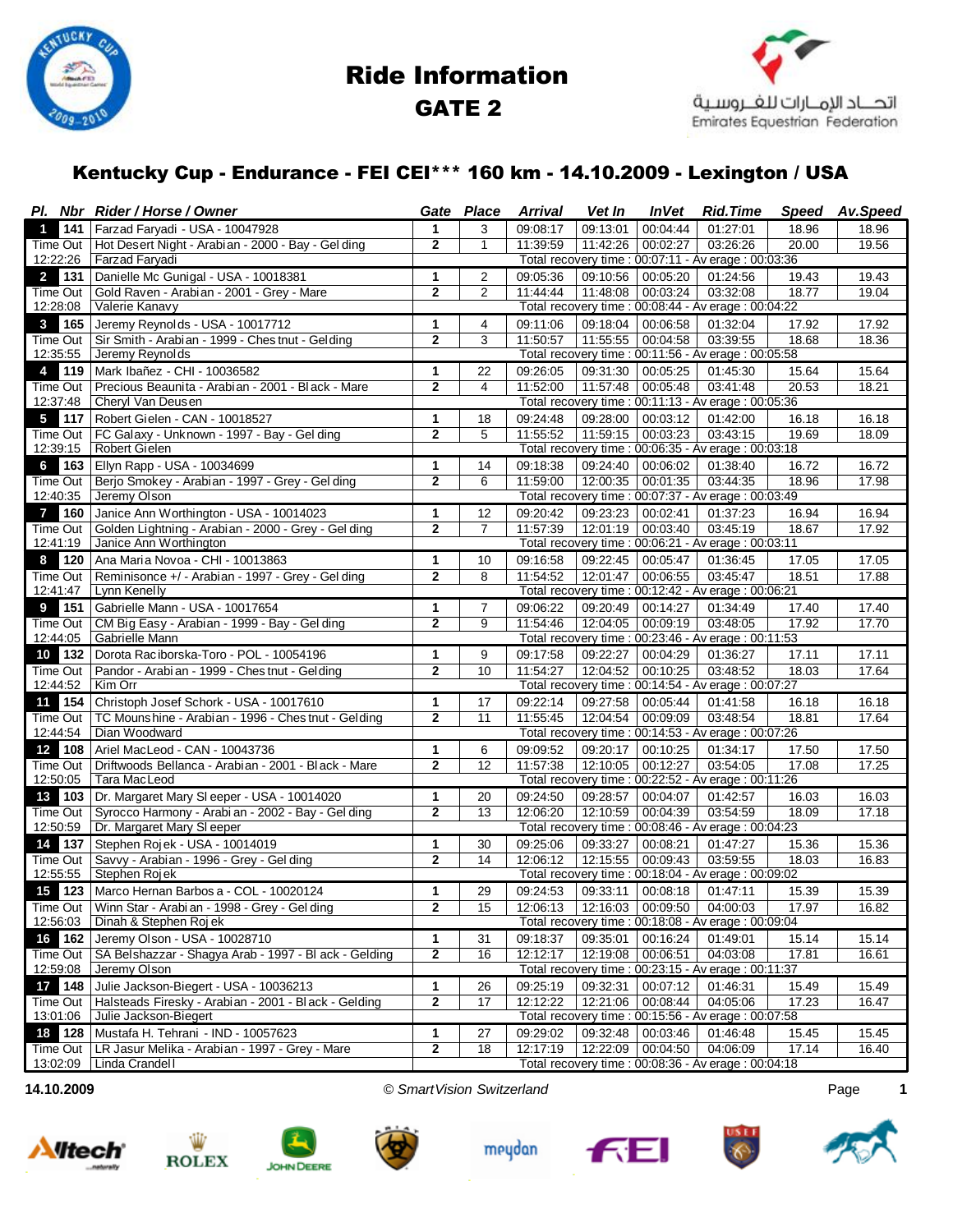# Ride Information

## GATE 2

اتحـاد الإمـارات للفـروسـية
Emirates Equestrian Federation

### Kentucky Cup - Endurance - FEI CEI*** 160 km - 14.10.2009 - Lexington / USA

| Pl. | Nbr | Rider / Horse / Owner | Gate | Place | Arrival | Vet In | InVet | Rid.Time | Speed | Av.Speed |
|---|---|---|---|---|---|---|---|---|---|---|
| 1 | 141 | Farzad Faryadi - USA - 10047928 | 1 | 3 | 09:08:17 | 09:13:01 | 00:04:44 | 01:27:01 | 18.96 | 18.96 |
| Time Out | | Hot Desert Night - Arabian - 2000 - Bay - Gelding | 2 | 1 | 11:39:59 | 11:42:26 | 00:02:27 | 03:26:26 | 20.00 | 19.56 |
| 12:22:26 | | Farzad Faryadi | Total recovery time : 00:07:11 - Average : 00:03:36 | | | | | | | |
| 2 | 131 | Danielle Mc Gunigal - USA - 10018381 | 1 | 2 | 09:05:36 | 09:10:56 | 00:05:20 | 01:24:56 | 19.43 | 19.43 |
| Time Out | | Gold Raven - Arabian - 2001 - Grey - Mare | 2 | 2 | 11:44:44 | 11:48:08 | 00:03:24 | 03:32:08 | 18.77 | 19.04 |
| 12:28:08 | | Valerie Kanavy | Total recovery time : 00:08:44 - Average : 00:04:22 | | | | | | | |
| 3 | 165 | Jeremy Reynolds - USA - 10017712 | 1 | 4 | 09:11:06 | 09:18:04 | 00:06:58 | 01:32:04 | 17.92 | 17.92 |
| Time Out | | Sir Smith - Arabian - 1999 - Chestnut - Gelding | 2 | 3 | 11:50:57 | 11:55:55 | 00:04:58 | 03:39:55 | 18.68 | 18.36 |
| 12:35:55 | | Jeremy Reynolds | Total recovery time : 00:11:56 - Average : 00:05:58 | | | | | | | |
| 4 | 119 | Mark Ibañez - CHI - 10036582 | 1 | 22 | 09:26:05 | 09:31:30 | 00:05:25 | 01:45:30 | 15.64 | 15.64 |
| Time Out | | Precious Beaunita - Arabian - 2001 - Black - Mare | 2 | 4 | 11:52:00 | 11:57:48 | 00:05:48 | 03:41:48 | 20.53 | 18.21 |
| 12:37:48 | | Cheryl Van Deusen | Total recovery time : 00:11:13 - Average : 00:05:36 | | | | | | | |
| 5 | 117 | Robert Gielen - CAN - 10018527 | 1 | 18 | 09:24:48 | 09:28:00 | 00:03:12 | 01:42:00 | 16.18 | 16.18 |
| Time Out | | FC Galaxy - Unknown - 1997 - Bay - Gelding | 2 | 5 | 11:55:52 | 11:59:15 | 00:03:23 | 03:43:15 | 19.69 | 18.09 |
| 12:39:15 | | Robert Gielen | Total recovery time : 00:06:35 - Average : 00:03:18 | | | | | | | |
| 6 | 163 | Ellyn Rapp - USA - 10034699 | 1 | 14 | 09:18:38 | 09:24:40 | 00:06:02 | 01:38:40 | 16.72 | 16.72 |
| Time Out | | Berjo Smokey - Arabian - 1997 - Grey - Gelding | 2 | 6 | 11:59:00 | 12:00:35 | 00:01:35 | 03:44:35 | 18.96 | 17.98 |
| 12:40:35 | | Jeremy Olson | Total recovery time : 00:07:37 - Average : 00:03:49 | | | | | | | |
| 7 | 160 | Janice Ann Worthington - USA - 10014023 | 1 | 12 | 09:20:42 | 09:23:23 | 00:02:41 | 01:37:23 | 16.94 | 16.94 |
| Time Out | | Golden Lightning - Arabian - 2000 - Grey - Gelding | 2 | 7 | 11:57:39 | 12:01:19 | 00:03:40 | 03:45:19 | 18.67 | 17.92 |
| 12:41:19 | | Janice Ann Worthington | Total recovery time : 00:06:21 - Average : 00:03:11 | | | | | | | |
| 8 | 120 | Ana Maria Novoa - CHI - 10013863 | 1 | 10 | 09:16:58 | 09:22:45 | 00:05:47 | 01:36:45 | 17.05 | 17.05 |
| Time Out | | Reminiscence +/ - Arabian - 1997 - Grey - Gelding | 2 | 8 | 11:54:52 | 12:01:47 | 00:06:55 | 03:45:47 | 18.51 | 17.88 |
| 12:41:47 | | Lynn Kenelly | Total recovery time : 00:12:42 - Average : 00:06:21 | | | | | | | |
| 9 | 151 | Gabrielle Mann - USA - 10017654 | 1 | 7 | 09:06:22 | 09:20:49 | 00:14:27 | 01:34:49 | 17.40 | 17.40 |
| Time Out | | CM Big Easy - Arabian - 1999 - Bay - Gelding | 2 | 9 | 11:54:46 | 12:04:05 | 00:09:19 | 03:48:05 | 17.92 | 17.70 |
| 12:44:05 | | Gabrielle Mann | Total recovery time : 00:23:46 - Average : 00:11:53 | | | | | | | |
| 10 | 132 | Dorota Raciborska-Toro - POL - 10054196 | 1 | 9 | 09:17:58 | 09:22:27 | 00:04:29 | 01:36:27 | 17.11 | 17.11 |
| Time Out | | Pandor - Arabian - 1999 - Chestnut - Gelding | 2 | 10 | 11:54:27 | 12:04:52 | 00:10:25 | 03:48:52 | 18.03 | 17.64 |
| 12:44:52 | | Kim Orr | Total recovery time : 00:14:54 - Average : 00:07:27 | | | | | | | |
| 11 | 154 | Christoph Josef Schork - USA - 10017610 | 1 | 17 | 09:22:14 | 09:27:58 | 00:05:44 | 01:41:58 | 16.18 | 16.18 |
| Time Out | | TC Mounshine - Arabian - 1996 - Chestnut - Gelding | 2 | 11 | 11:55:45 | 12:04:54 | 00:09:09 | 03:48:54 | 18.81 | 17.64 |
| 12:44:54 | | Dian Woodward | Total recovery time : 00:14:53 - Average : 00:07:26 | | | | | | | |
| 12 | 108 | Ariel MacLeod - CAN - 10043736 | 1 | 6 | 09:09:52 | 09:20:17 | 00:10:25 | 01:34:17 | 17.50 | 17.50 |
| Time Out | | Driftwoods Bellanca - Arabian - 2001 - Black - Mare | 2 | 12 | 11:57:38 | 12:10:05 | 00:12:27 | 03:54:05 | 17.08 | 17.25 |
| 12:50:05 | | Tara MacLeod | Total recovery time : 00:22:52 - Average : 00:11:26 | | | | | | | |
| 13 | 103 | Dr. Margaret Mary Sleeper - USA - 10014020 | 1 | 20 | 09:24:50 | 09:28:57 | 00:04:07 | 01:42:57 | 16.03 | 16.03 |
| Time Out | | Syrocco Harmony - Arabian - 2002 - Bay - Gelding | 2 | 13 | 12:06:20 | 12:10:59 | 00:04:39 | 03:54:59 | 18.09 | 17.18 |
| 12:50:59 | | Dr. Margaret Mary Sleeper | Total recovery time : 00:08:46 - Average : 00:04:23 | | | | | | | |
| 14 | 137 | Stephen Rojek - USA - 10014019 | 1 | 30 | 09:25:06 | 09:33:27 | 00:08:21 | 01:47:27 | 15.36 | 15.36 |
| Time Out | | Savvy - Arabian - 1996 - Grey - Gelding | 2 | 14 | 12:06:12 | 12:15:55 | 00:09:43 | 03:59:55 | 18.03 | 16.83 |
| 12:55:55 | | Stephen Rojek | Total recovery time : 00:18:04 - Average : 00:09:02 | | | | | | | |
| 15 | 123 | Marco Hernan Barbosa - COL - 10020124 | 1 | 29 | 09:24:53 | 09:33:11 | 00:08:18 | 01:47:11 | 15.39 | 15.39 |
| Time Out | | Winn Star - Arabian - 1998 - Grey - Gelding | 2 | 15 | 12:06:13 | 12:16:03 | 00:09:50 | 04:00:03 | 17.97 | 16.82 |
| 12:56:03 | | Dinah & Stephen Rojek | Total recovery time : 00:18:08 - Average : 00:09:04 | | | | | | | |
| 16 | 162 | Jeremy Olson - USA - 10028710 | 1 | 31 | 09:18:37 | 09:35:01 | 00:16:24 | 01:49:01 | 15.14 | 15.14 |
| Time Out | | SA Belshazzar - Shagya Arab - 1997 - Black - Gelding | 2 | 16 | 12:12:17 | 12:19:08 | 00:06:51 | 04:03:08 | 17.81 | 16.61 |
| 12:59:08 | | Jeremy Olson | Total recovery time : 00:23:15 - Average : 00:11:37 | | | | | | | |
| 17 | 148 | Julie Jackson-Biegert - USA - 10036213 | 1 | 26 | 09:25:19 | 09:32:31 | 00:07:12 | 01:46:31 | 15.49 | 15.49 |
| Time Out | | Halsteads Firesky - Arabian - 2001 - Black - Gelding | 2 | 17 | 12:12:22 | 12:21:06 | 00:08:44 | 04:05:06 | 17.23 | 16.47 |
| 13:01:06 | | Julie Jackson-Biegert | Total recovery time : 00:15:56 - Average : 00:07:58 | | | | | | | |
| 18 | 128 | Mustafa H. Tehrani - IND - 10057623 | 1 | 27 | 09:29:02 | 09:32:48 | 00:03:46 | 01:46:48 | 15.45 | 15.45 |
| Time Out | | LR Jasur Melika - Arabian - 1997 - Grey - Mare | 2 | 18 | 12:17:19 | 12:22:09 | 00:04:50 | 04:06:09 | 17.14 | 16.40 |
| 13:02:09 | | Linda Crandell | Total recovery time : 00:08:36 - Average : 00:04:18 | | | | | | | |

14.10.2009 — © SmartVision Switzerland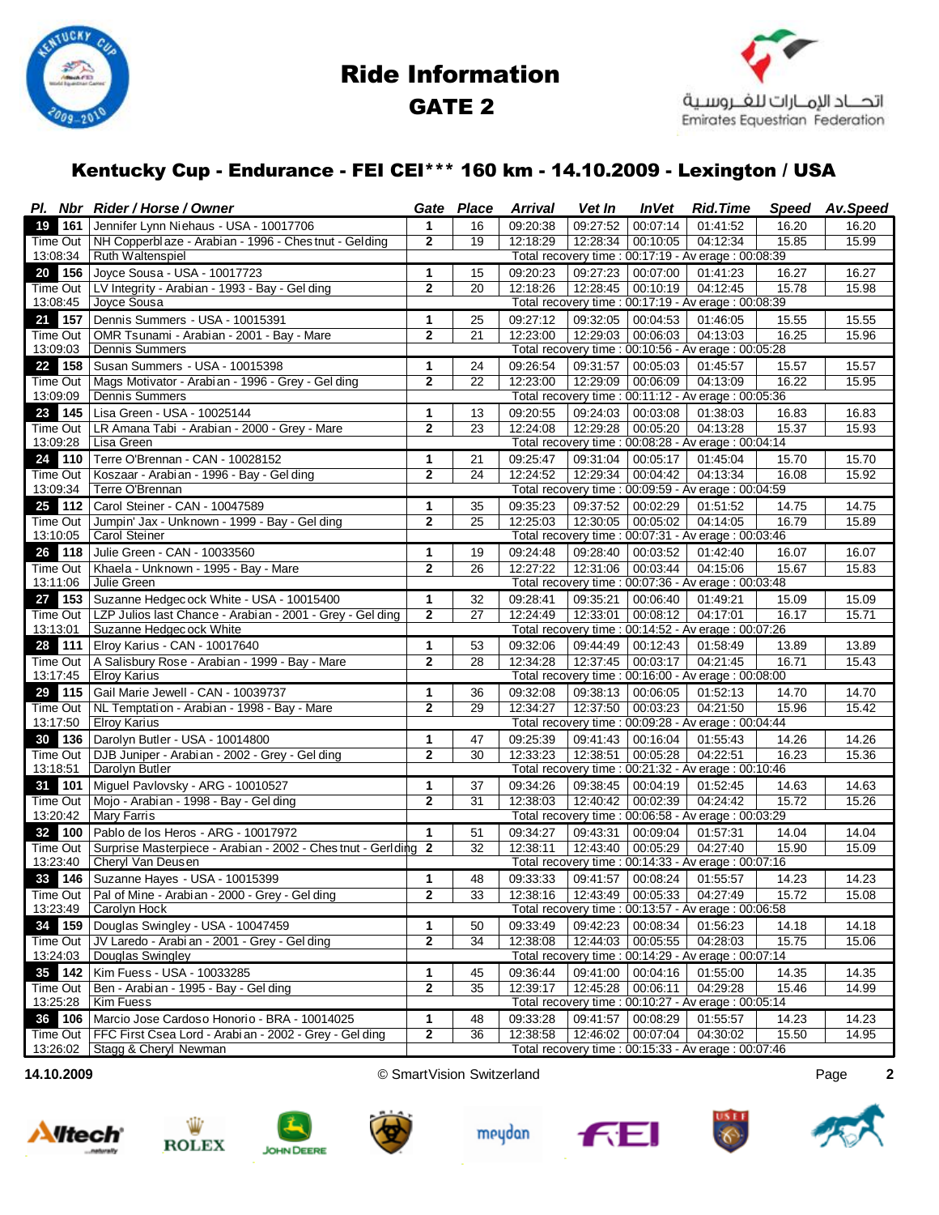# Ride Information

## GATE 2

## Kentucky Cup - Endurance - FEI CEI*** 160 km - 14.10.2009 - Lexington / USA

| Pl. | Nbr | Rider / Horse / Owner | Gate | Place | Arrival | Vet In | InVet | Rid.Time | Speed | Av.Speed |
|---|---|---|---|---|---|---|---|---|---|---|
| 19 | 161 | Jennifer Lynn Niehaus - USA - 10017706 | 1 | 16 | 09:20:38 | 09:27:52 | 00:07:14 | 01:41:52 | 16.20 | 16.20 |
| Time Out | | NH Copperblaze - Arabian - 1996 - Chestnut - Gelding | 2 | 19 | 12:18:29 | 12:28:34 | 00:10:05 | 04:12:34 | 15.85 | 15.99 |
| 13:08:34 | | Ruth Waltenspiel | Total recovery time : 00:17:19 - Average : 00:08:39 | | | | | | | |
| 20 | 156 | Joyce Sousa - USA - 10017723 | 1 | 15 | 09:20:23 | 09:27:23 | 00:07:00 | 01:41:23 | 16.27 | 16.27 |
| Time Out | | LV Integrity - Arabian - 1993 - Bay - Gelding | 2 | 20 | 12:18:26 | 12:28:45 | 00:10:19 | 04:12:45 | 15.78 | 15.98 |
| 13:08:45 | | Joyce Sousa | Total recovery time : 00:17:19 - Average : 00:08:39 | | | | | | | |
| 21 | 157 | Dennis Summers - USA - 10015391 | 1 | 25 | 09:27:12 | 09:32:05 | 00:04:53 | 01:46:05 | 15.55 | 15.55 |
| Time Out | | OMR Tsunami - Arabian - 2001 - Bay - Mare | 2 | 21 | 12:23:00 | 12:29:03 | 00:06:03 | 04:13:03 | 16.25 | 15.96 |
| 13:09:03 | | Dennis Summers | Total recovery time : 00:10:56 - Average : 00:05:28 | | | | | | | |
| 22 | 158 | Susan Summers - USA - 10015398 | 1 | 24 | 09:26:54 | 09:31:57 | 00:05:03 | 01:45:57 | 15.57 | 15.57 |
| Time Out | | Mags Motivator - Arabian - 1996 - Grey - Gelding | 2 | 22 | 12:23:00 | 12:29:09 | 00:06:09 | 04:13:09 | 16.22 | 15.95 |
| 13:09:09 | | Dennis Summers | Total recovery time : 00:11:12 - Average : 00:05:36 | | | | | | | |
| 23 | 145 | Lisa Green - USA - 10025144 | 1 | 13 | 09:20:55 | 09:24:03 | 00:03:08 | 01:38:03 | 16.83 | 16.83 |
| Time Out | | LR Amana Tabi - Arabian - 2000 - Grey - Mare | 2 | 23 | 12:24:08 | 12:29:28 | 00:05:20 | 04:13:28 | 15.37 | 15.93 |
| 13:09:28 | | Lisa Green | Total recovery time : 00:08:28 - Average : 00:04:14 | | | | | | | |
| 24 | 110 | Terre O'Brennan - CAN - 10028152 | 1 | 21 | 09:25:47 | 09:31:04 | 00:05:17 | 01:45:04 | 15.70 | 15.70 |
| Time Out | | Koszaar - Arabian - 1996 - Bay - Gelding | 2 | 24 | 12:24:52 | 12:29:34 | 00:04:42 | 04:13:34 | 16.08 | 15.92 |
| 13:09:34 | | Terre O'Brennan | Total recovery time : 00:09:59 - Average : 00:04:59 | | | | | | | |
| 25 | 112 | Carol Steiner - CAN - 10047589 | 1 | 35 | 09:35:23 | 09:37:52 | 00:02:29 | 01:51:52 | 14.75 | 14.75 |
| Time Out | | Jumpin' Jax - Unknown - 1999 - Bay - Gelding | 2 | 25 | 12:25:03 | 12:30:05 | 00:05:02 | 04:14:05 | 16.79 | 15.89 |
| 13:10:05 | | Carol Steiner | Total recovery time : 00:07:31 - Average : 00:03:46 | | | | | | | |
| 26 | 118 | Julie Green - CAN - 10033560 | 1 | 19 | 09:24:48 | 09:28:40 | 00:03:52 | 01:42:40 | 16.07 | 16.07 |
| Time Out | | Khaela - Unknown - 1995 - Bay - Mare | 2 | 26 | 12:27:22 | 12:31:06 | 00:03:44 | 04:15:06 | 15.67 | 15.83 |
| 13:11:06 | | Julie Green | Total recovery time : 00:07:36 - Average : 00:03:48 | | | | | | | |
| 27 | 153 | Suzanne Hedgecock White - USA - 10015400 | 1 | 32 | 09:28:41 | 09:35:21 | 00:06:40 | 01:49:21 | 15.09 | 15.09 |
| Time Out | | LZP Julios last Chance - Arabian - 2001 - Grey - Gelding | 2 | 27 | 12:24:49 | 12:33:01 | 00:08:12 | 04:17:01 | 16.17 | 15.71 |
| 13:13:01 | | Suzanne Hedgecock White | Total recovery time : 00:14:52 - Average : 00:07:26 | | | | | | | |
| 28 | 111 | Elroy Karius - CAN - 10017640 | 1 | 53 | 09:32:06 | 09:44:49 | 00:12:43 | 01:58:49 | 13.89 | 13.89 |
| Time Out | | A Salisbury Rose - Arabian - 1999 - Bay - Mare | 2 | 28 | 12:34:28 | 12:37:45 | 00:03:17 | 04:21:45 | 16.71 | 15.43 |
| 13:17:45 | | Elroy Karius | Total recovery time : 00:16:00 - Average : 00:08:00 | | | | | | | |
| 29 | 115 | Gail Marie Jewell - CAN - 10039737 | 1 | 36 | 09:32:08 | 09:38:13 | 00:06:05 | 01:52:13 | 14.70 | 14.70 |
| Time Out | | NL Temptation - Arabian - 1998 - Bay - Mare | 2 | 29 | 12:34:27 | 12:37:50 | 00:03:23 | 04:21:50 | 15.96 | 15.42 |
| 13:17:50 | | Elroy Karius | Total recovery time : 00:09:28 - Average : 00:04:44 | | | | | | | |
| 30 | 136 | Darolyn Butler - USA - 10014800 | 1 | 47 | 09:25:39 | 09:41:43 | 00:16:04 | 01:55:43 | 14.26 | 14.26 |
| Time Out | | DJB Juniper - Arabian - 2002 - Grey - Gelding | 2 | 30 | 12:33:23 | 12:38:51 | 00:05:28 | 04:22:51 | 16.23 | 15.36 |
| 13:18:51 | | Darolyn Butler | Total recovery time : 00:21:32 - Average : 00:10:46 | | | | | | | |
| 31 | 101 | Miguel Pavlovsky - ARG - 10010527 | 1 | 37 | 09:34:26 | 09:38:45 | 00:04:19 | 01:52:45 | 14.63 | 14.63 |
| Time Out | | Mojo - Arabian - 1998 - Bay - Gelding | 2 | 31 | 12:38:03 | 12:40:42 | 00:02:39 | 04:24:42 | 15.72 | 15.26 |
| 13:20:42 | | Mary Farris | Total recovery time : 00:06:58 - Average : 00:03:29 | | | | | | | |
| 32 | 100 | Pablo de los Heros - ARG - 10017972 | 1 | 51 | 09:34:27 | 09:43:31 | 00:09:04 | 01:57:31 | 14.04 | 14.04 |
| Time Out | | Surprise Masterpiece - Arabian - 2002 - Chestnut - Gerlding | 2 | 32 | 12:38:11 | 12:43:40 | 00:05:29 | 04:27:40 | 15.90 | 15.09 |
| 13:23:40 | | Cheryl Van Deusen | Total recovery time : 00:14:33 - Average : 00:07:16 | | | | | | | |
| 33 | 146 | Suzanne Hayes - USA - 10015399 | 1 | 48 | 09:33:33 | 09:41:57 | 00:08:24 | 01:55:57 | 14.23 | 14.23 |
| Time Out | | Pal of Mine - Arabian - 2000 - Grey - Gelding | 2 | 33 | 12:38:16 | 12:43:49 | 00:05:33 | 04:27:49 | 15.72 | 15.08 |
| 13:23:49 | | Carolyn Hock | Total recovery time : 00:13:57 - Average : 00:06:58 | | | | | | | |
| 34 | 159 | Douglas Swingley - USA - 10047459 | 1 | 50 | 09:33:49 | 09:42:23 | 00:08:34 | 01:56:23 | 14.18 | 14.18 |
| Time Out | | JV Laredo - Arabian - 2001 - Grey - Gelding | 2 | 34 | 12:38:08 | 12:44:03 | 00:05:55 | 04:28:03 | 15.75 | 15.06 |
| 13:24:03 | | Douglas Swingley | Total recovery time : 00:14:29 - Average : 00:07:14 | | | | | | | |
| 35 | 142 | Kim Fuess - USA - 10033285 | 1 | 45 | 09:36:44 | 09:41:00 | 00:04:16 | 01:55:00 | 14.35 | 14.35 |
| Time Out | | Ben - Arabian - 1995 - Bay - Gelding | 2 | 35 | 12:39:17 | 12:45:28 | 00:06:11 | 04:29:28 | 15.46 | 14.99 |
| 13:25:28 | | Kim Fuess | Total recovery time : 00:10:27 - Average : 00:05:14 | | | | | | | |
| 36 | 106 | Marcio Jose Cardoso Honorio - BRA - 10014025 | 1 | 48 | 09:33:28 | 09:41:57 | 00:08:29 | 01:55:57 | 14.23 | 14.23 |
| Time Out | | FFC First Csea Lord - Arabian - 2002 - Grey - Gelding | 2 | 36 | 12:38:58 | 12:46:02 | 00:07:04 | 04:30:02 | 15.50 | 14.95 |
| 13:26:02 | | Stagg & Cheryl Newman | Total recovery time : 00:15:33 - Average : 00:07:46 | | | | | | | |

14.10.2009 © SmartVision Switzerland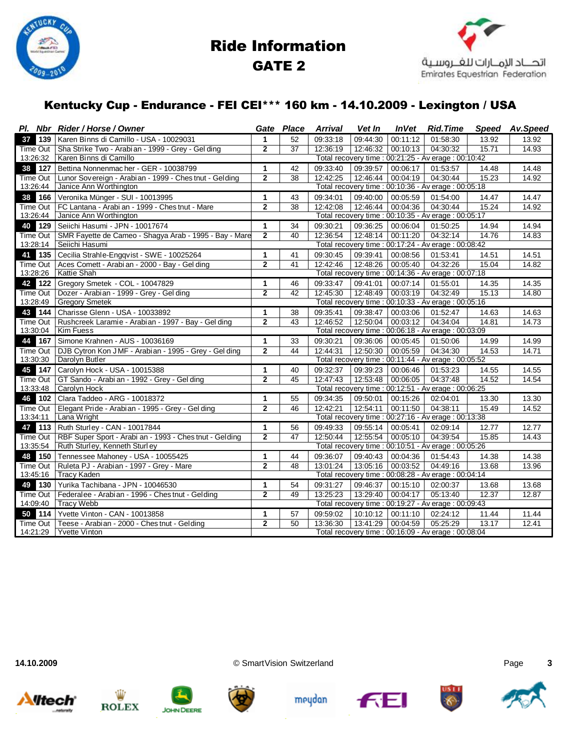# Ride Information

## GATE 2

### Kentucky Cup - Endurance - FEI CEI*** 160 km - 14.10.2009 - Lexington / USA

| Pl. | Nbr | Rider / Horse / Owner | Gate | Place | Arrival | Vet In | InVet | Rid.Time | Speed | Av.Speed |
|---|---|---|---|---|---|---|---|---|---|---|
| 37 | 139 | Karen Binns di Camillo - USA - 10029031 | 1 | 52 | 09:33:18 | 09:44:30 | 00:11:12 | 01:58:30 | 13.92 | 13.92 |
| Time Out | | Sha Strike Two - Arabian - 1999 - Grey - Gelding | 2 | 37 | 12:36:19 | 12:46:32 | 00:10:13 | 04:30:32 | 15.71 | 14.93 |
| 13:26:32 | | Karen Binns di Camillo | Total recovery time : 00:21:25 - Average : 00:10:42 | | | | | | | |
| 38 | 127 | Bettina Nonnenmacher - GER - 10038799 | 1 | 42 | 09:33:40 | 09:39:57 | 00:06:17 | 01:53:57 | 14.48 | 14.48 |
| Time Out | | Lunor Sovereign - Arabian - 1999 - Chestnut - Gelding | 2 | 38 | 12:42:25 | 12:46:44 | 00:04:19 | 04:30:44 | 15.23 | 14.92 |
| 13:26:44 | | Janice Ann Worthington | Total recovery time : 00:10:36 - Average : 00:05:18 | | | | | | | |
| 38 | 166 | Veronika Münger - SUI - 10013995 | 1 | 43 | 09:34:01 | 09:40:00 | 00:05:59 | 01:54:00 | 14.47 | 14.47 |
| Time Out | | FC Lantana - Arabian - 1999 - Chestnut - Mare | 2 | 38 | 12:42:08 | 12:46:44 | 00:04:36 | 04:30:44 | 15.24 | 14.92 |
| 13:26:44 | | Janice Ann Worthington | Total recovery time : 00:10:35 - Average : 00:05:17 | | | | | | | |
| 40 | 129 | Seiichi Hasumi - JPN - 10017674 | 1 | 34 | 09:30:21 | 09:36:25 | 00:06:04 | 01:50:25 | 14.94 | 14.94 |
| Time Out | | SMR Fayette de Cameo - Shagya Arab - 1995 - Bay - Mare | 2 | 40 | 12:36:54 | 12:48:14 | 00:11:20 | 04:32:14 | 14.76 | 14.83 |
| 13:28:14 | | Seiichi Hasumi | Total recovery time : 00:17:24 - Average : 00:08:42 | | | | | | | |
| 41 | 135 | Cecilia Strahle-Engqvist - SWE - 10025264 | 1 | 41 | 09:30:45 | 09:39:41 | 00:08:56 | 01:53:41 | 14.51 | 14.51 |
| Time Out | | Aces Comett - Arabian - 2000 - Bay - Gelding | 2 | 41 | 12:42:46 | 12:48:26 | 00:05:40 | 04:32:26 | 15.04 | 14.82 |
| 13:28:26 | | Kattie Shah | Total recovery time : 00:14:36 - Average : 00:07:18 | | | | | | | |
| 42 | 122 | Gregory Smetek - COL - 10047829 | 1 | 46 | 09:33:47 | 09:41:01 | 00:07:14 | 01:55:01 | 14.35 | 14.35 |
| Time Out | | Dozer - Arabian - 1999 - Grey - Gelding | 2 | 42 | 12:45:30 | 12:48:49 | 00:03:19 | 04:32:49 | 15.13 | 14.80 |
| 13:28:49 | | Gregory Smetek | Total recovery time : 00:10:33 - Average : 00:05:16 | | | | | | | |
| 43 | 144 | Charisse Glenn - USA - 10033892 | 1 | 38 | 09:35:41 | 09:38:47 | 00:03:06 | 01:52:47 | 14.63 | 14.63 |
| Time Out | | Rushcreek Laramie - Arabian - 1997 - Bay - Gelding | 2 | 43 | 12:46:52 | 12:50:04 | 00:03:12 | 04:34:04 | 14.81 | 14.73 |
| 13:30:04 | | Kim Fuess | Total recovery time : 00:06:18 - Average : 00:03:09 | | | | | | | |
| 44 | 167 | Simone Krahnen - AUS - 10036169 | 1 | 33 | 09:30:21 | 09:36:06 | 00:05:45 | 01:50:06 | 14.99 | 14.99 |
| Time Out | | DJB Cytron Kon JMF - Arabian - 1995 - Grey - Gelding | 2 | 44 | 12:44:31 | 12:50:30 | 00:05:59 | 04:34:30 | 14.53 | 14.71 |
| 13:30:30 | | Darolyn Butler | Total recovery time : 00:11:44 - Average : 00:05:52 | | | | | | | |
| 45 | 147 | Carolyn Hock - USA - 10015388 | 1 | 40 | 09:32:37 | 09:39:23 | 00:06:46 | 01:53:23 | 14.55 | 14.55 |
| Time Out | | GT Sando - Arabian - 1992 - Grey - Gelding | 2 | 45 | 12:47:43 | 12:53:48 | 00:06:05 | 04:37:48 | 14.52 | 14.54 |
| 13:33:48 | | Carolyn Hock | Total recovery time : 00:12:51 - Average : 00:06:25 | | | | | | | |
| 46 | 102 | Clara Taddeo - ARG - 10018372 | 1 | 55 | 09:34:35 | 09:50:01 | 00:15:26 | 02:04:01 | 13.30 | 13.30 |
| Time Out | | Elegant Pride - Arabian - 1995 - Grey - Gelding | 2 | 46 | 12:42:21 | 12:54:11 | 00:11:50 | 04:38:11 | 15.49 | 14.52 |
| 13:34:11 | | Lana Wright | Total recovery time : 00:27:16 - Average : 00:13:38 | | | | | | | |
| 47 | 113 | Ruth Sturley - CAN - 10017844 | 1 | 56 | 09:49:33 | 09:55:14 | 00:05:41 | 02:09:14 | 12.77 | 12.77 |
| Time Out | | RBF Super Sport - Arabian - 1993 - Chestnut - Gelding | 2 | 47 | 12:50:44 | 12:55:54 | 00:05:10 | 04:39:54 | 15.85 | 14.43 |
| 13:35:54 | | Ruth Sturley, Kenneth Sturley | Total recovery time : 00:10:51 - Average : 00:05:26 | | | | | | | |
| 48 | 150 | Tennessee Mahoney - USA - 10055425 | 1 | 44 | 09:36:07 | 09:40:43 | 00:04:36 | 01:54:43 | 14.38 | 14.38 |
| Time Out | | Ruleta PJ - Arabian - 1997 - Grey - Mare | 2 | 48 | 13:01:24 | 13:05:16 | 00:03:52 | 04:49:16 | 13.68 | 13.96 |
| 13:45:16 | | Tracy Kaden | Total recovery time : 00:08:28 - Average : 00:04:14 | | | | | | | |
| 49 | 130 | Yurika Tachibana - JPN - 10046530 | 1 | 54 | 09:31:27 | 09:46:37 | 00:15:10 | 02:00:37 | 13.68 | 13.68 |
| Time Out | | Federalee - Arabian - 1996 - Chestnut - Gelding | 2 | 49 | 13:25:23 | 13:29:40 | 00:04:17 | 05:13:40 | 12.37 | 12.87 |
| 14:09:40 | | Tracy Webb | Total recovery time : 00:19:27 - Average : 00:09:43 | | | | | | | |
| 50 | 114 | Yvette Vinton - CAN - 10013858 | 1 | 57 | 09:59:02 | 10:10:12 | 00:11:10 | 02:24:12 | 11.44 | 11.44 |
| Time Out | | Teese - Arabian - 2000 - Chestnut - Gelding | 2 | 50 | 13:36:30 | 13:41:29 | 00:04:59 | 05:25:29 | 13.17 | 12.41 |
| 14:21:29 | | Yvette Vinton | Total recovery time : 00:16:09 - Average : 00:08:04 | | | | | | | |

14.10.2009 © SmartVision Switzerland